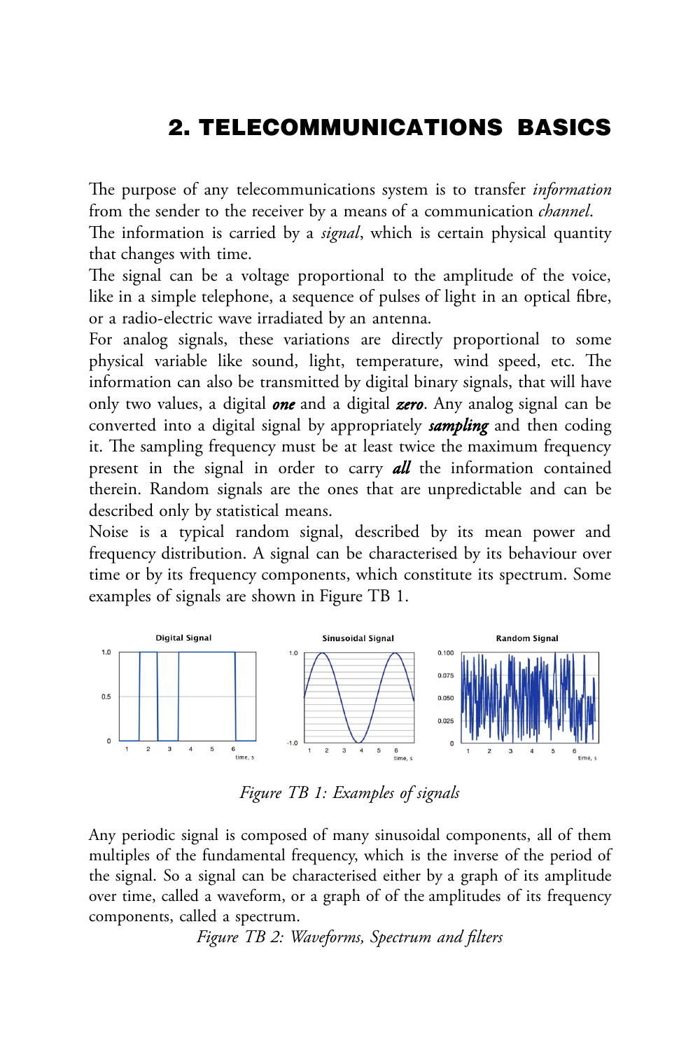# 2. TELECOMMUNICATIONS BASICS

The purpose of any telecommunications system is to transfer *information* from the sender to the receiver by a means of a communication *channel*.
The information is carried by a *signal*, which is certain physical quantity that changes with time.
The signal can be a voltage proportional to the amplitude of the voice, like in a simple telephone, a sequence of pulses of light in an optical fibre, or a radio-electric wave irradiated by an antenna.
For analog signals, these variations are directly proportional to some physical variable like sound, light, temperature, wind speed, etc. The information can also be transmitted by digital binary signals, that will have only two values, a digital ***one*** and a digital ***zero***. Any analog signal can be converted into a digital signal by appropriately ***sampling*** and then coding it. The sampling frequency must be at least twice the maximum frequency present in the signal in order to carry ***all*** the information contained therein. Random signals are the ones that are unpredictable and can be described only by statistical means.
Noise is a typical random signal, described by its mean power and frequency distribution. A signal can be characterised by its behaviour over time or by its frequency components, which constitute its spectrum. Some examples of signals are shown in Figure TB 1.

*Figure TB 1: Examples of signals*

Any periodic signal is composed of many sinusoidal components, all of them multiples of the fundamental frequency, which is the inverse of the period of the signal. So a signal can be characterised either by a graph of its amplitude over time, called a waveform, or a graph of of the amplitudes of its frequency components, called a spectrum.

*Figure TB 2: Waveforms, Spectrum and filters*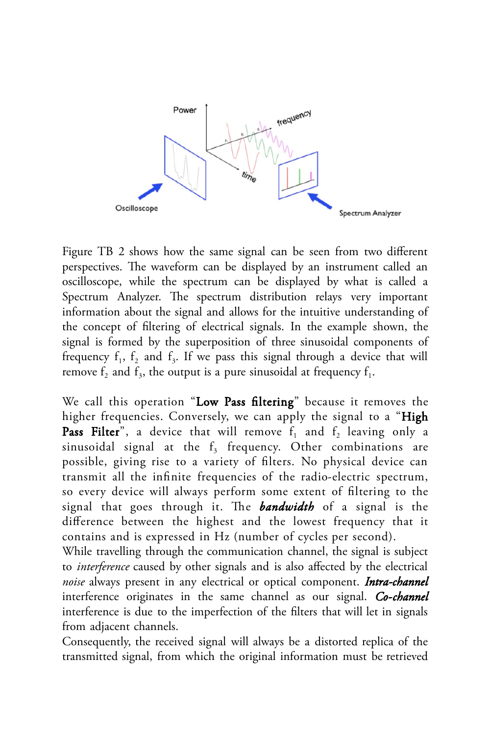Figure TB 2 shows how the same signal can be seen from two different perspectives. The waveform can be displayed by an instrument called an oscilloscope, while the spectrum can be displayed by what is called a Spectrum Analyzer. The spectrum distribution relays very important information about the signal and allows for the intuitive understanding of the concept of filtering of electrical signals. In the example shown, the signal is formed by the superposition of three sinusoidal components of frequency $f_1$, $f_2$ and $f_3$. If we pass this signal through a device that will remove $f_2$ and $f_3$, the output is a pure sinusoidal at frequency $f_1$.

We call this operation "**Low Pass filtering**" because it removes the higher frequencies. Conversely, we can apply the signal to a "**High Pass Filter**", a device that will remove $f_1$ and $f_2$ leaving only a sinusoidal signal at the $f_3$ frequency. Other combinations are possible, giving rise to a variety of filters. No physical device can transmit all the infinite frequencies of the radio-electric spectrum, so every device will always perform some extent of filtering to the signal that goes through it. The ***bandwidth*** of a signal is the difference between the highest and the lowest frequency that it contains and is expressed in Hz (number of cycles per second).

While travelling through the communication channel, the signal is subject to *interference* caused by other signals and is also affected by the electrical *noise* always present in any electrical or optical component. ***Intra-channel*** interference originates in the same channel as our signal. ***Co-channel*** interference is due to the imperfection of the filters that will let in signals from adjacent channels.

Consequently, the received signal will always be a distorted replica of the transmitted signal, from which the original information must be retrieved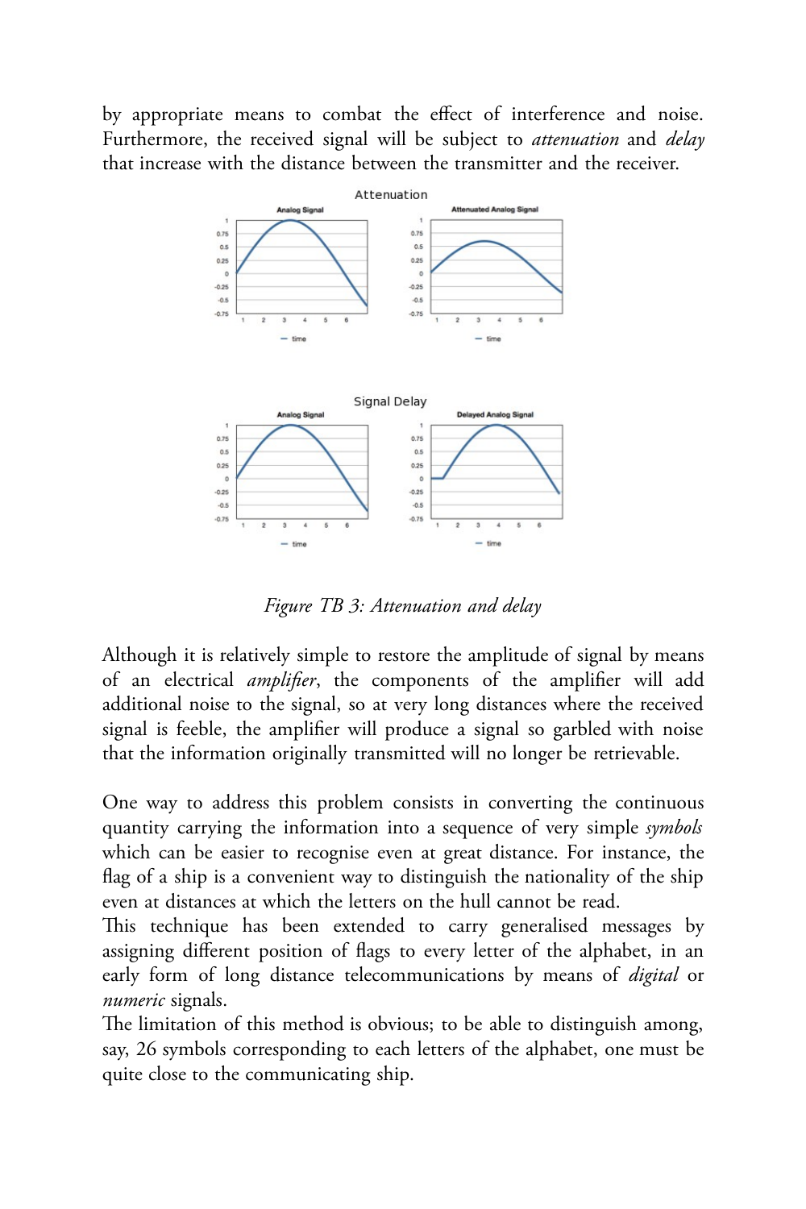by appropriate means to combat the effect of interference and noise. Furthermore, the received signal will be subject to *attenuation* and *delay* that increase with the distance between the transmitter and the receiver.

*Figure TB 3: Attenuation and delay*

Although it is relatively simple to restore the amplitude of signal by means of an electrical *amplifier*, the components of the amplifier will add additional noise to the signal, so at very long distances where the received signal is feeble, the amplifier will produce a signal so garbled with noise that the information originally transmitted will no longer be retrievable.

One way to address this problem consists in converting the continuous quantity carrying the information into a sequence of very simple *symbols* which can be easier to recognise even at great distance. For instance, the flag of a ship is a convenient way to distinguish the nationality of the ship even at distances at which the letters on the hull cannot be read.
This technique has been extended to carry generalised messages by assigning different position of flags to every letter of the alphabet, in an early form of long distance telecommunications by means of *digital* or *numeric* signals.
The limitation of this method is obvious; to be able to distinguish among, say, 26 symbols corresponding to each letters of the alphabet, one must be quite close to the communicating ship.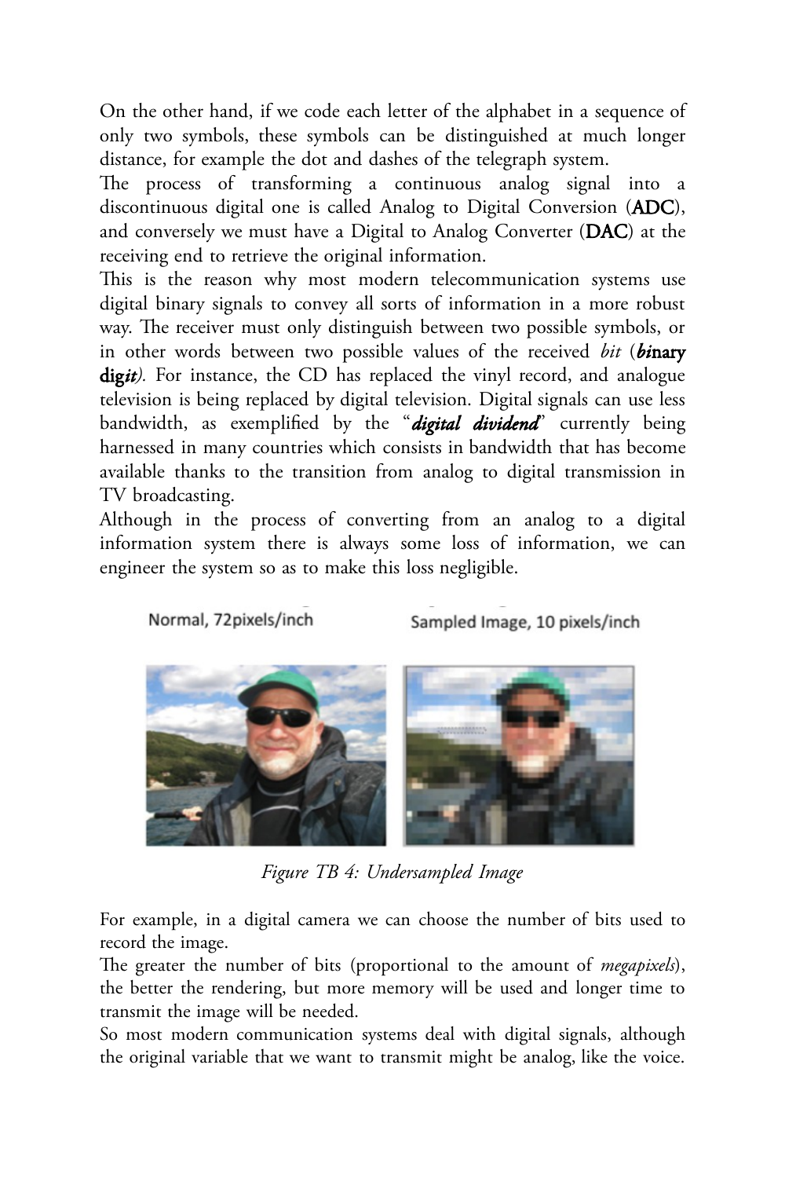On the other hand, if we code each letter of the alphabet in a sequence of only two symbols, these symbols can be distinguished at much longer distance, for example the dot and dashes of the telegraph system.

The process of transforming a continuous analog signal into a discontinuous digital one is called Analog to Digital Conversion (**ADC**), and conversely we must have a Digital to Analog Converter (**DAC**) at the receiving end to retrieve the original information.

This is the reason why most modern telecommunication systems use digital binary signals to convey all sorts of information in a more robust way. The receiver must only distinguish between two possible values of the received *bit* (***bi*nary dig*it***). For instance, the CD has replaced the vinyl record, and analogue television is being replaced by digital television. Digital signals can use less bandwidth, as exemplified by the "***digital dividend***" currently being harnessed in many countries which consists in bandwidth that has become available thanks to the transition from analog to digital transmission in TV broadcasting.

Although in the process of converting from an analog to a digital information system there is always some loss of information, we can engineer the system so as to make this loss negligible.

Normal, 72pixels/inch

Sampled Image, 10 pixels/inch

*Figure TB 4: Undersampled Image*

For example, in a digital camera we can choose the number of bits used to record the image.

The greater the number of bits (proportional to the amount of *megapixels*), the better the rendering, but more memory will be used and longer time to transmit the image will be needed.

So most modern communication systems deal with digital signals, although the original variable that we want to transmit might be analog, like the voice.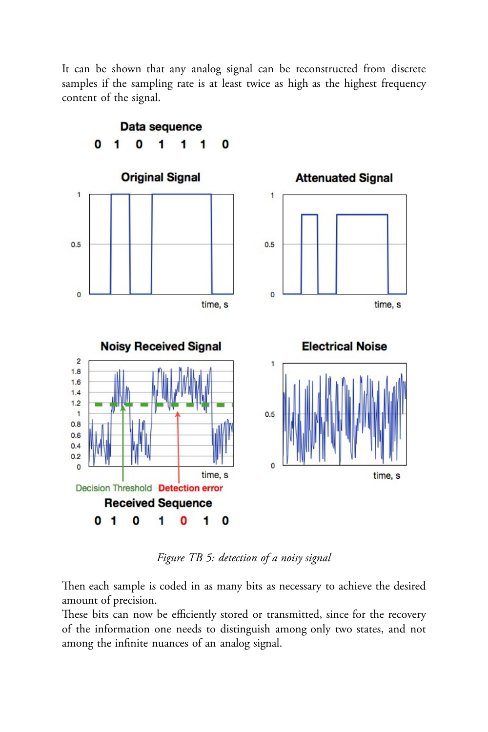It can be shown that any analog signal can be reconstructed from discrete samples if the sampling rate is at least twice as high as the highest frequency content of the signal.

*Figure TB 5: detection of a noisy signal*

Then each sample is coded in as many bits as necessary to achieve the desired amount of precision.

These bits can now be efficiently stored or transmitted, since for the recovery of the information one needs to distinguish among only two states, and not among the infinite nuances of an analog signal.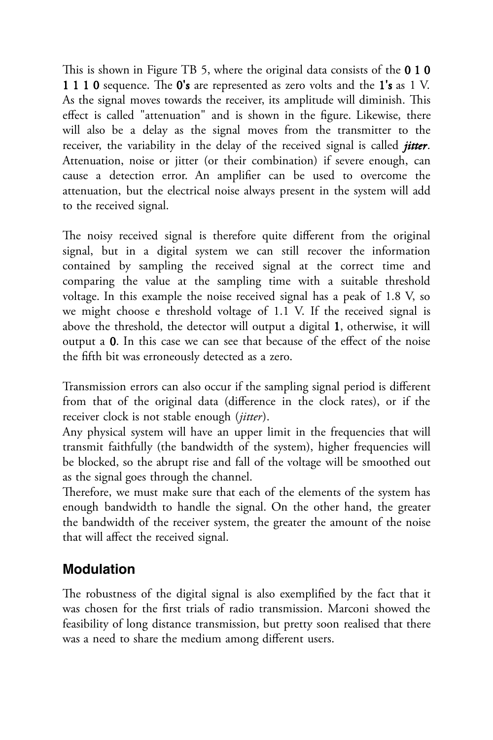This is shown in Figure TB 5, where the original data consists of the **0 1 0 1 1 1 0** sequence. The **0's** are represented as zero volts and the **1's** as 1 V. As the signal moves towards the receiver, its amplitude will diminish. This effect is called "attenuation" and is shown in the figure. Likewise, there will also be a delay as the signal moves from the transmitter to the receiver, the variability in the delay of the received signal is called ***jitter***. Attenuation, noise or jitter (or their combination) if severe enough, can cause a detection error. An amplifier can be used to overcome the attenuation, but the electrical noise always present in the system will add to the received signal.

The noisy received signal is therefore quite different from the original signal, but in a digital system we can still recover the information contained by sampling the received signal at the correct time and comparing the value at the sampling time with a suitable threshold voltage. In this example the noise received signal has a peak of 1.8 V, so we might choose e threshold voltage of 1.1 V. If the received signal is above the threshold, the detector will output a digital **1**, otherwise, it will output a **0**. In this case we can see that because of the effect of the noise the fifth bit was erroneously detected as a zero.

Transmission errors can also occur if the sampling signal period is different from that of the original data (difference in the clock rates), or if the receiver clock is not stable enough (*jitter*).
Any physical system will have an upper limit in the frequencies that will transmit faithfully (the bandwidth of the system), higher frequencies will be blocked, so the abrupt rise and fall of the voltage will be smoothed out as the signal goes through the channel.
Therefore, we must make sure that each of the elements of the system has enough bandwidth to handle the signal. On the other hand, the greater the bandwidth of the receiver system, the greater the amount of the noise that will affect the received signal.

## Modulation

The robustness of the digital signal is also exemplified by the fact that it was chosen for the first trials of radio transmission. Marconi showed the feasibility of long distance transmission, but pretty soon realised that there was a need to share the medium among different users.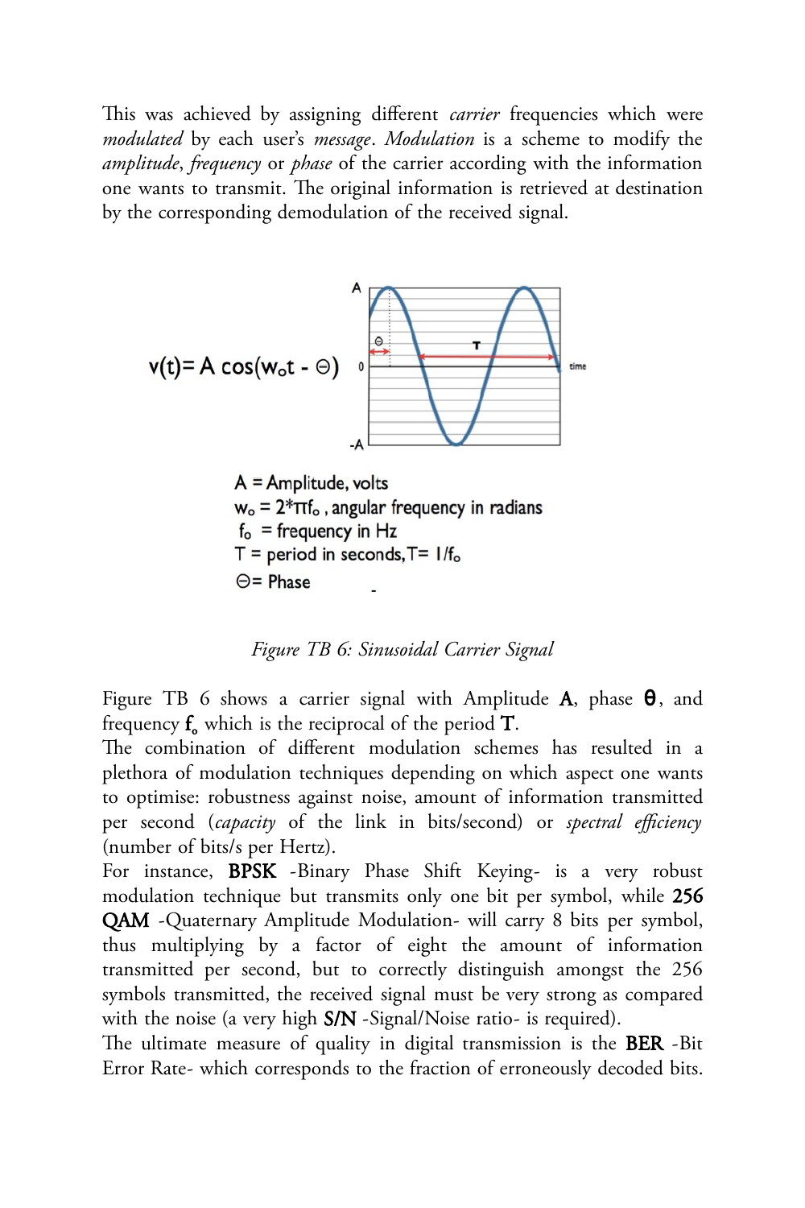This was achieved by assigning different *carrier* frequencies which were *modulated* by each user's *message*. *Modulation* is a scheme to modify the *amplitude*, *frequency* or *phase* of the carrier according with the information one wants to transmit. The original information is retrieved at destination by the corresponding demodulation of the received signal.

$$v(t) = A\cos(w_o t - \Theta)$$

A = Amplitude, volts

$w_o = 2\pi f_o$, angular frequency in radians

$f_o$ = frequency in Hz

T = period in seconds, $T = 1/f_o$

$\Theta$ = Phase

*Figure TB 6: Sinusoidal Carrier Signal*

Figure TB 6 shows a carrier signal with Amplitude **A**, phase **$\theta$**, and frequency **$f_o$** which is the reciprocal of the period **T**.

The combination of different modulation schemes has resulted in a plethora of modulation techniques depending on which aspect one wants to optimise: robustness against noise, amount of information transmitted per second (*capacity* of the link in bits/second) or *spectral efficiency* (number of bits/s per Hertz).

For instance, **BPSK** -Binary Phase Shift Keying- is a very robust modulation technique but transmits only one bit per symbol, while **256 QAM** -Quaternary Amplitude Modulation- will carry 8 bits per symbol, thus multiplying by a factor of eight the amount of information transmitted per second, but to correctly distinguish amongst the 256 symbols transmitted, the received signal must be very strong as compared with the noise (a very high **S/N** -Signal/Noise ratio- is required).

The ultimate measure of quality in digital transmission is the **BER** -Bit Error Rate- which corresponds to the fraction of erroneously decoded bits.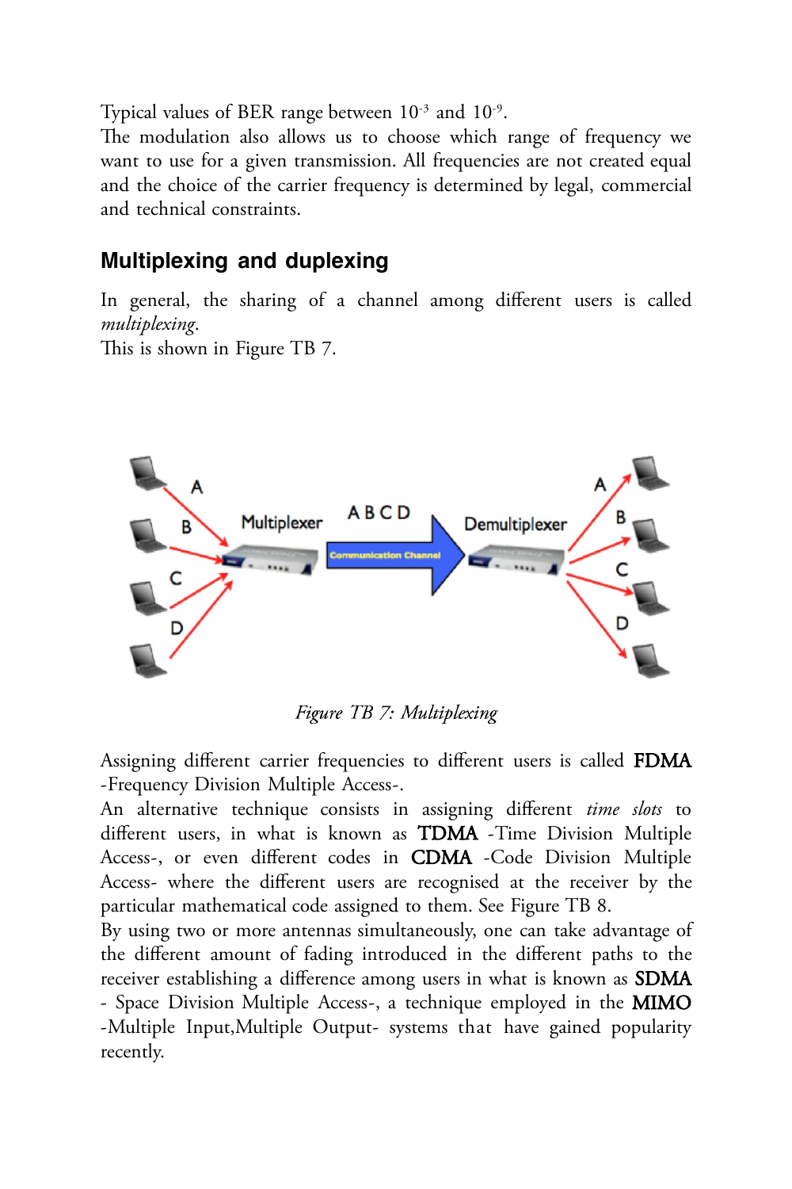Typical values of BER range between $10^{-3}$ and $10^{-9}$.
The modulation also allows us to choose which range of frequency we want to use for a given transmission. All frequencies are not created equal and the choice of the carrier frequency is determined by legal, commercial and technical constraints.

## Multiplexing and duplexing

In general, the sharing of a channel among different users is called *multiplexing*.
This is shown in Figure TB 7.

*Figure TB 7: Multiplexing*

Assigning different carrier frequencies to different users is called **FDMA** -Frequency Division Multiple Access-.
An alternative technique consists in assigning different *time slots* to different users, in what is known as **TDMA** -Time Division Multiple Access-, or even different codes in **CDMA** -Code Division Multiple Access- where the different users are recognised at the receiver by the particular mathematical code assigned to them. See Figure TB 8.
By using two or more antennas simultaneously, one can take advantage of the different amount of fading introduced in the different paths to the receiver establishing a difference among users in what is known as **SDMA** - Space Division Multiple Access-, a technique employed in the **MIMO** -Multiple Input,Multiple Output- systems that have gained popularity recently.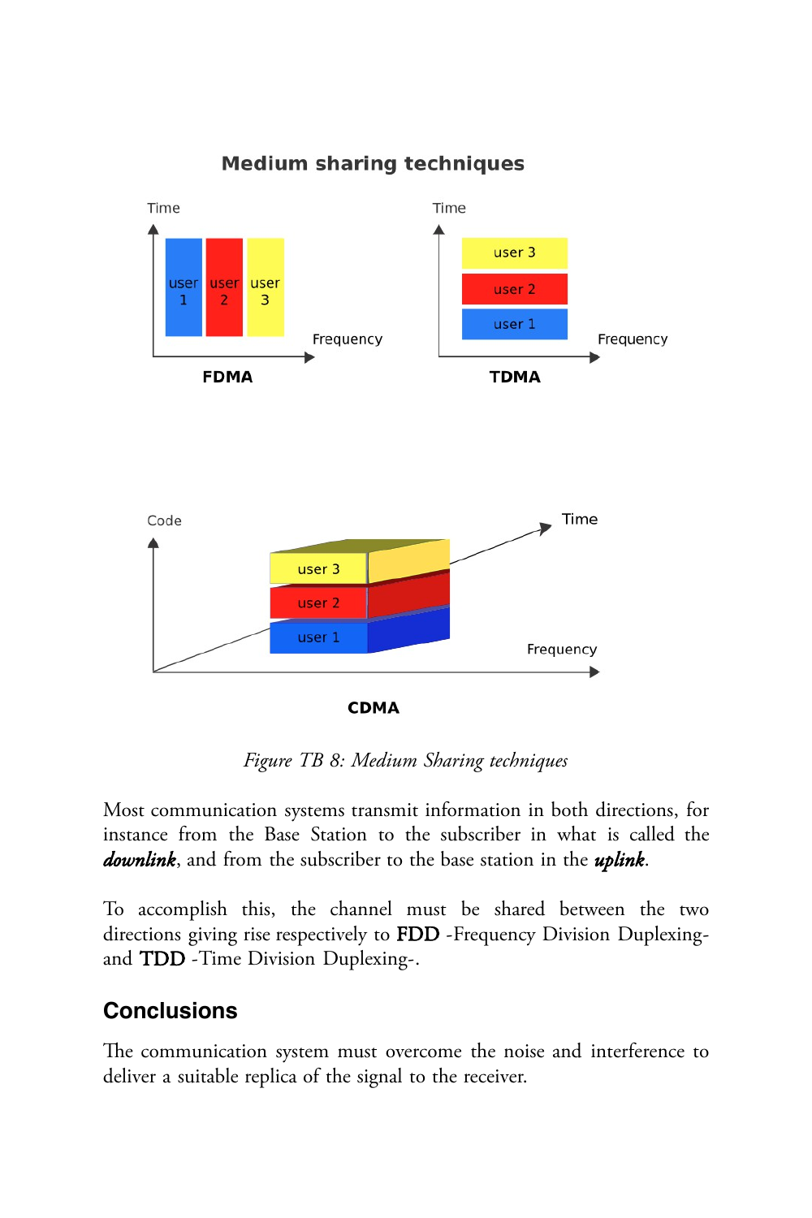*Figure TB 8: Medium Sharing techniques*

Most communication systems transmit information in both directions, for instance from the Base Station to the subscriber in what is called the ***downlink***, and from the subscriber to the base station in the ***uplink***.

To accomplish this, the channel must be shared between the two directions giving rise respectively to **FDD** -Frequency Division Duplexing- and **TDD** -Time Division Duplexing-.

## Conclusions

The communication system must overcome the noise and interference to deliver a suitable replica of the signal to the receiver.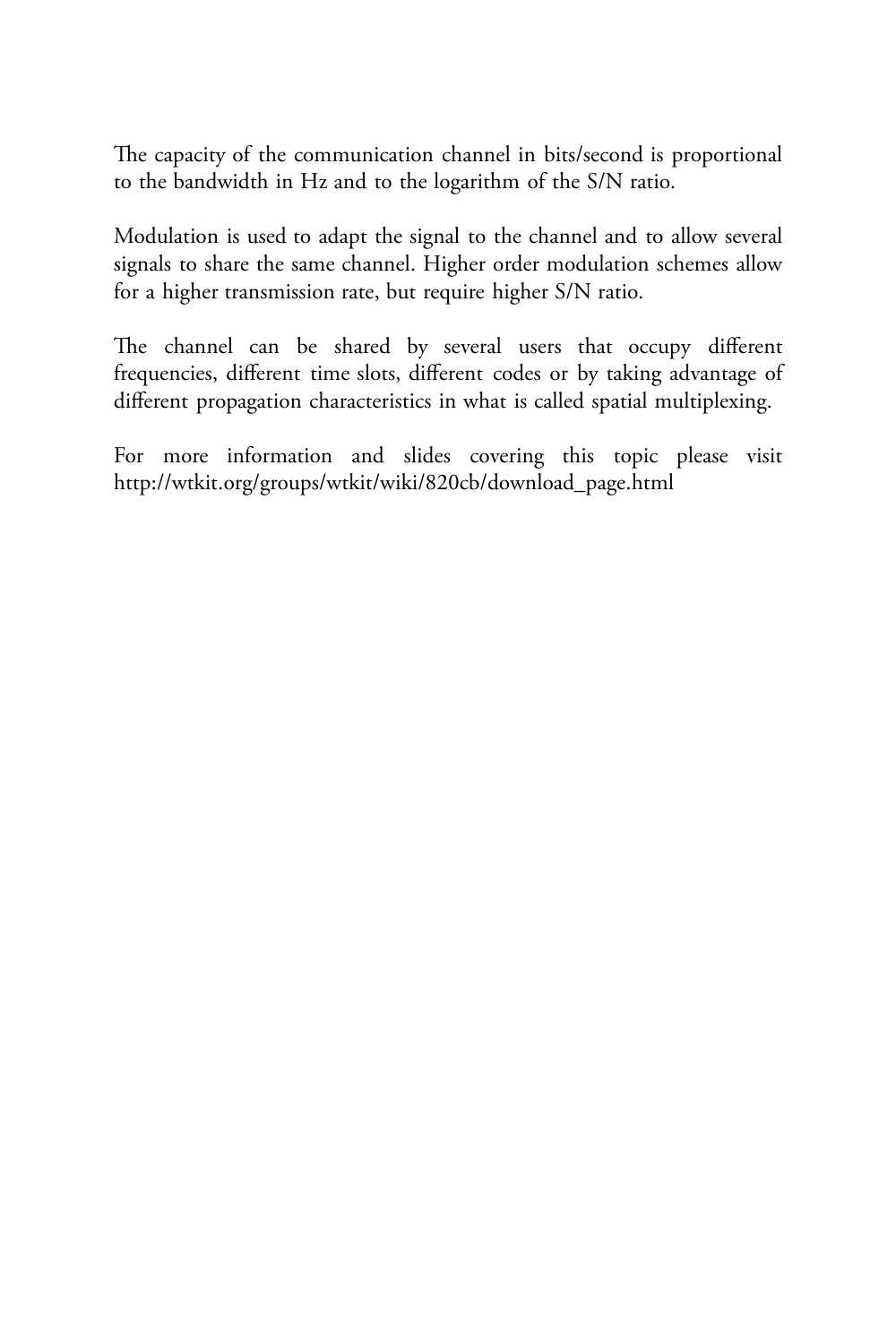The capacity of the communication channel in bits/second is proportional to the bandwidth in Hz and to the logarithm of the S/N ratio.

Modulation is used to adapt the signal to the channel and to allow several signals to share the same channel. Higher order modulation schemes allow for a higher transmission rate, but require higher S/N ratio.

The channel can be shared by several users that occupy different frequencies, different time slots, different codes or by taking advantage of different propagation characteristics in what is called spatial multiplexing.

For more information and slides covering this topic please visit http://wtkit.org/groups/wtkit/wiki/820cb/download_page.html